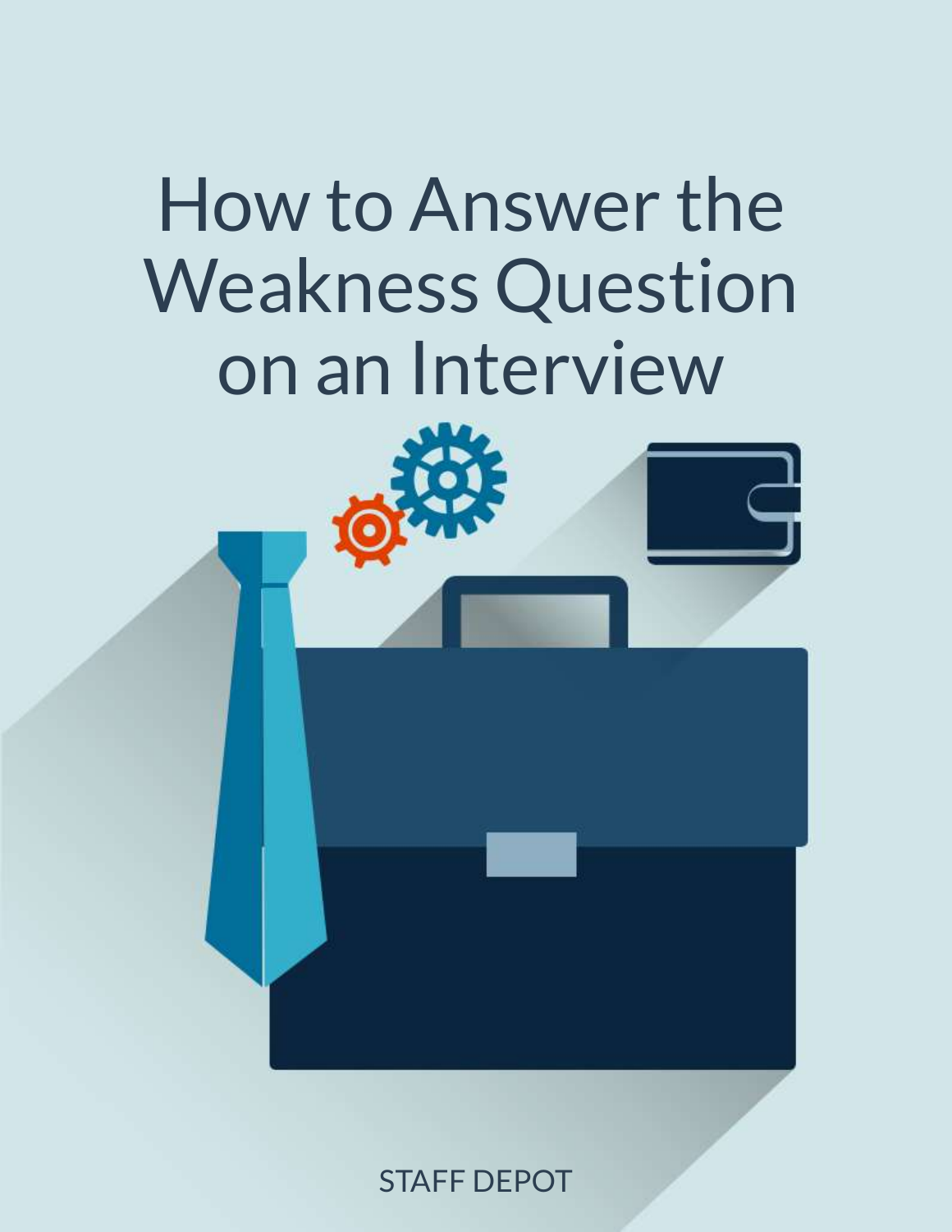# How to Answer the Weakness Question on an Interview

STAFF DEPOT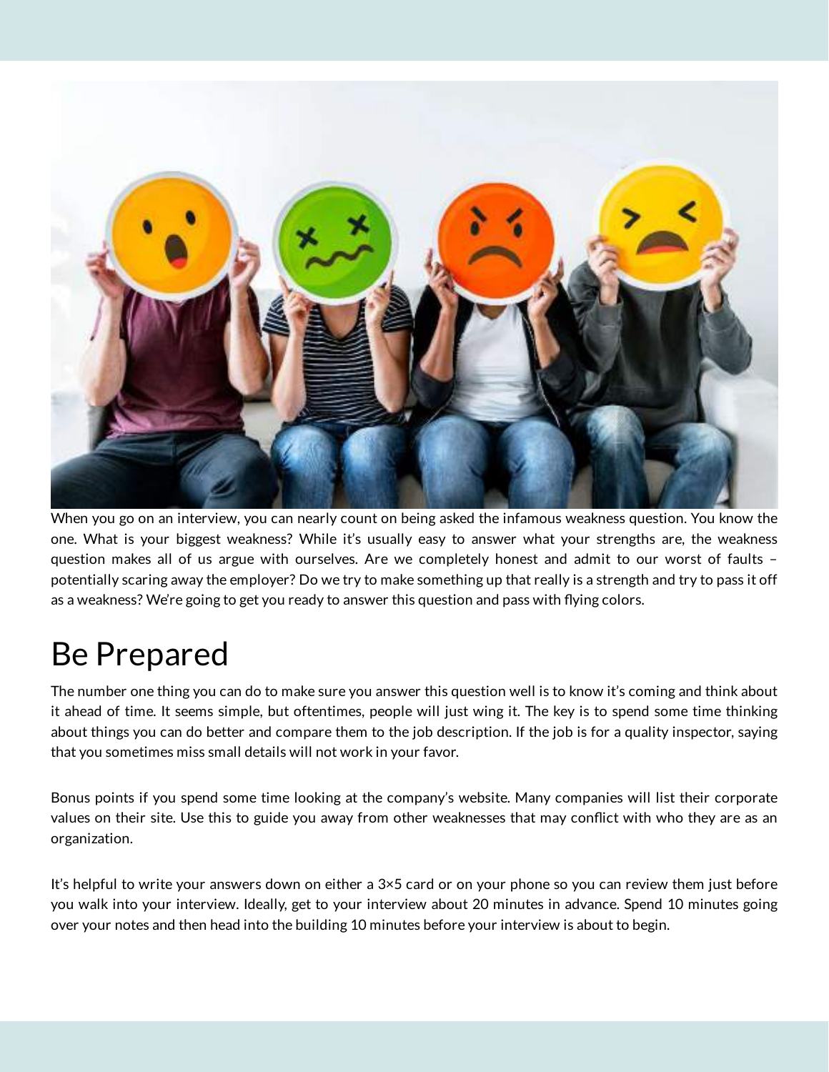When you go on an interview, you can nearly count on being asked the infamous weakness question. You know the one. What is your biggest weakness? While it's usually easy to answer what your strengths are, the weakness question makes all of us argue with ourselves. Are we completely honest and admit to our worst of faults – potentially scaring away the employer? Do we try to make something up that really is a strength and try to pass it off as a weakness? We're going to get you ready to answer this question and pass with flying colors.

# Be Prepared

The number one thing you can do to make sure you answer this question well is to know it's coming and think about it ahead of time. It seems simple, but oftentimes, people will just wing it. The key is to spend some time thinking about things you can do better and compare them to the job description. If the job is for a quality inspector, saying that you sometimes miss small details will not work in your favor.

Bonus points if you spend some time looking at the company's website. Many companies will list their corporate values on their site. Use this to guide you away from other weaknesses that may conflict with who they are as an organization.

It's helpful to write your answers down on either a 3×5 card or on your phone so you can review them just before you walk into your interview. Ideally, get to your interview about 20 minutes in advance. Spend 10 minutes going over your notes and then head into the building 10 minutes before your interview is about to begin.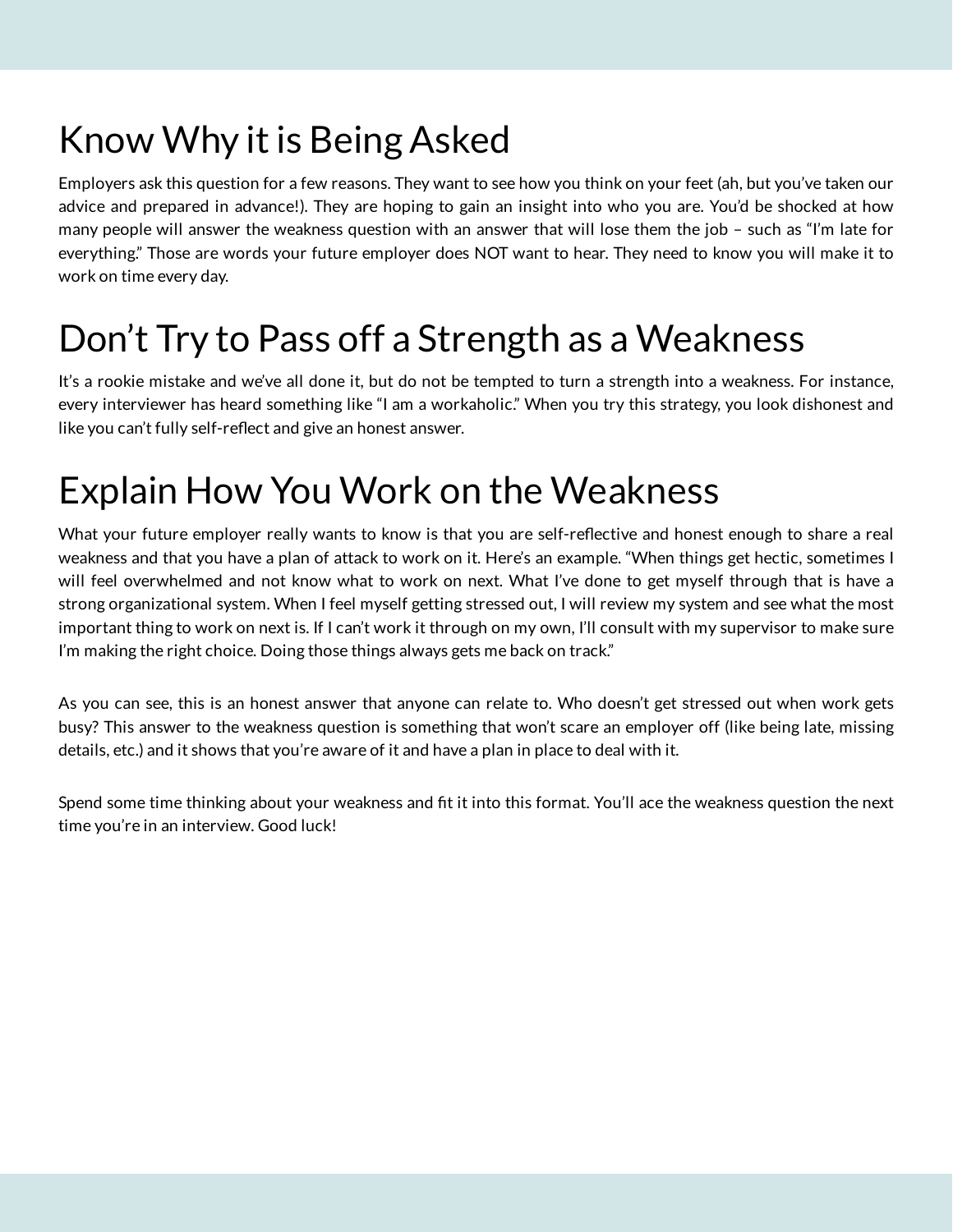## Know Why it is Being Asked

Employers ask this question for a few reasons. They want to see how you think on your feet (ah, but you've taken our advice and prepared in advance!). They are hoping to gain an insight into who you are. You'd be shocked at how many people will answer the weakness question with an answer that will lose them the job – such as "I'm late for everything." Those are words your future employer does NOT want to hear. They need to know you will make it to work on time every day.

## Don't Try to Pass off a Strength as a Weakness

It's a rookie mistake and we've all done it, but do not be tempted to turn a strength into a weakness. For instance, every interviewer has heard something like "I am a workaholic." When you try this strategy, you look dishonest and like you can't fully self-reflect and give an honest answer.

## Explain How You Work on the Weakness

What your future employer really wants to know is that you are self-reflective and honest enough to share a real weakness and that you have a plan of attack to work on it. Here's an example. "When things get hectic, sometimes I will feel overwhelmed and not know what to work on next. What I've done to get myself through that is have a strong organizational system. When I feel myself getting stressed out, I will review my system and see what the most important thing to work on next is. If I can't work it through on my own, I'll consult with my supervisor to make sure I'm making the right choice. Doing those things always gets me back on track."

As you can see, this is an honest answer that anyone can relate to. Who doesn't get stressed out when work gets busy? This answer to the weakness question is something that won't scare an employer off (like being late, missing details, etc.) and it shows that you're aware of it and have a plan in place to deal with it.

Spend some time thinking about your weakness and fit it into this format. You'll ace the weakness question the next time you're in an interview. Good luck!